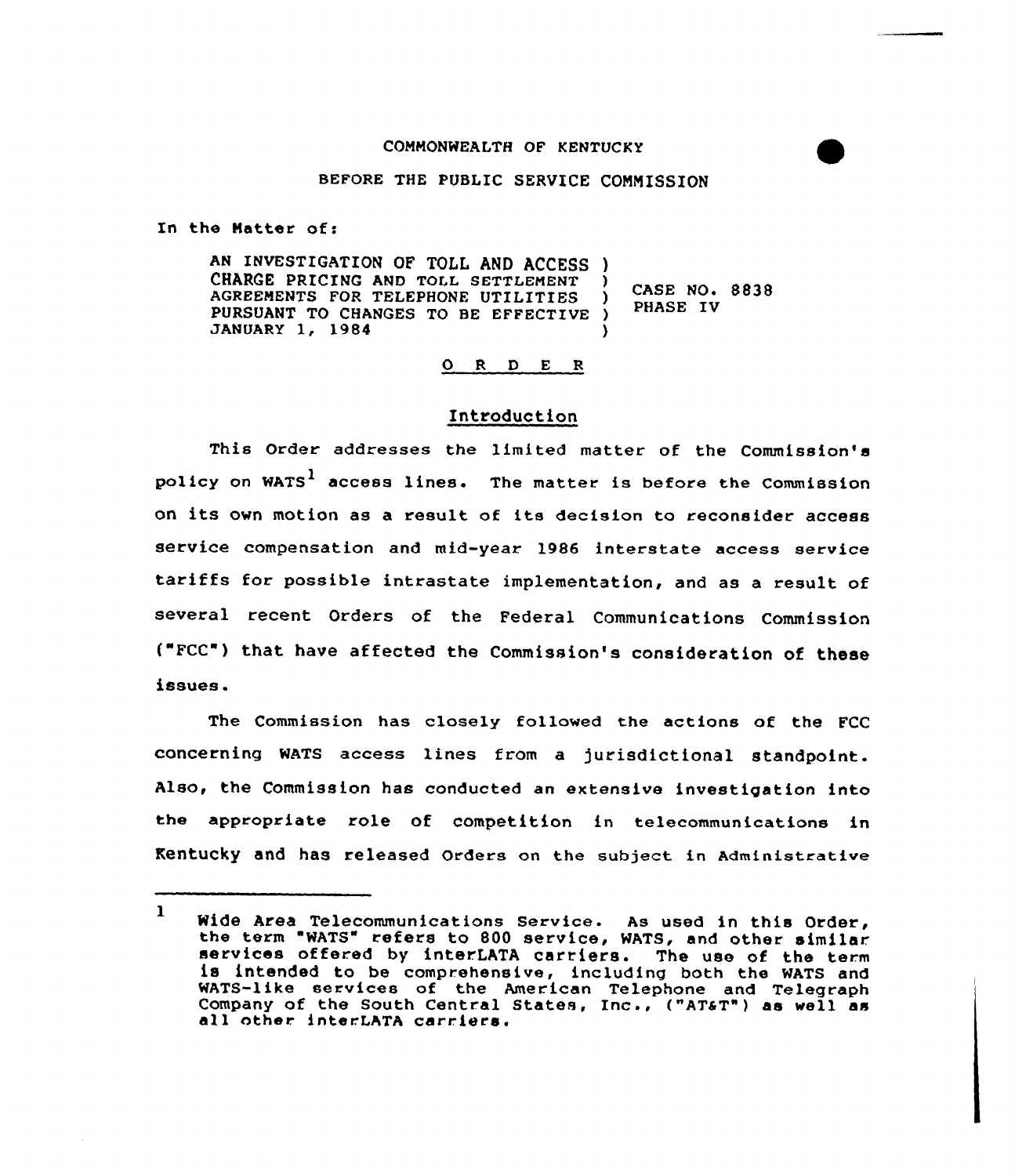COMMONWEALTH OF KENTUCKY

BEFORE THE PUBLIC SERVICE COMMISSION

In the Matter of:

| | |
|---|---|
| AN INVESTIGATION OF TOLL AND ACCESS CHARGE PRICING AND TOLL SETTLEMENT AGREEMENTS FOR TELEPHONE UTILITIES PURSUANT TO CHANGES TO BE EFFECTIVE JANUARY 1, 1984 | CASE NO. 8838 PHASE IV |

O R D E R

## Introduction

This Order addresses the limited matter of the Commission's policy on WATS[1] access lines. The matter is before the Commission on its own motion as a result of its decision to reconsider access service compensation and mid-year 1986 interstate access service tariffs for possible intrastate implementation, and as a result of several recent Orders of the Federal Communications Commission ("FCC") that have affected the Commission's consideration of these issues.

The Commission has closely followed the actions of the FCC concerning WATS access lines from a jurisdictional standpoint. Also, the Commission has conducted an extensive investigation into the appropriate role of competition in telecommunications in Kentucky and has released Orders on the subject in Administrative

---

[1] Wide Area Telecommunications Service. As used in this Order, the term "WATS" refers to 800 service, WATS, and other similar services offered by interLATA carriers. The use of the term is intended to be comprehensive, including both the WATS and WATS-like services of the American Telephone and Telegraph Company of the South Central States, Inc., ("AT&T") as well as all other interLATA carriers.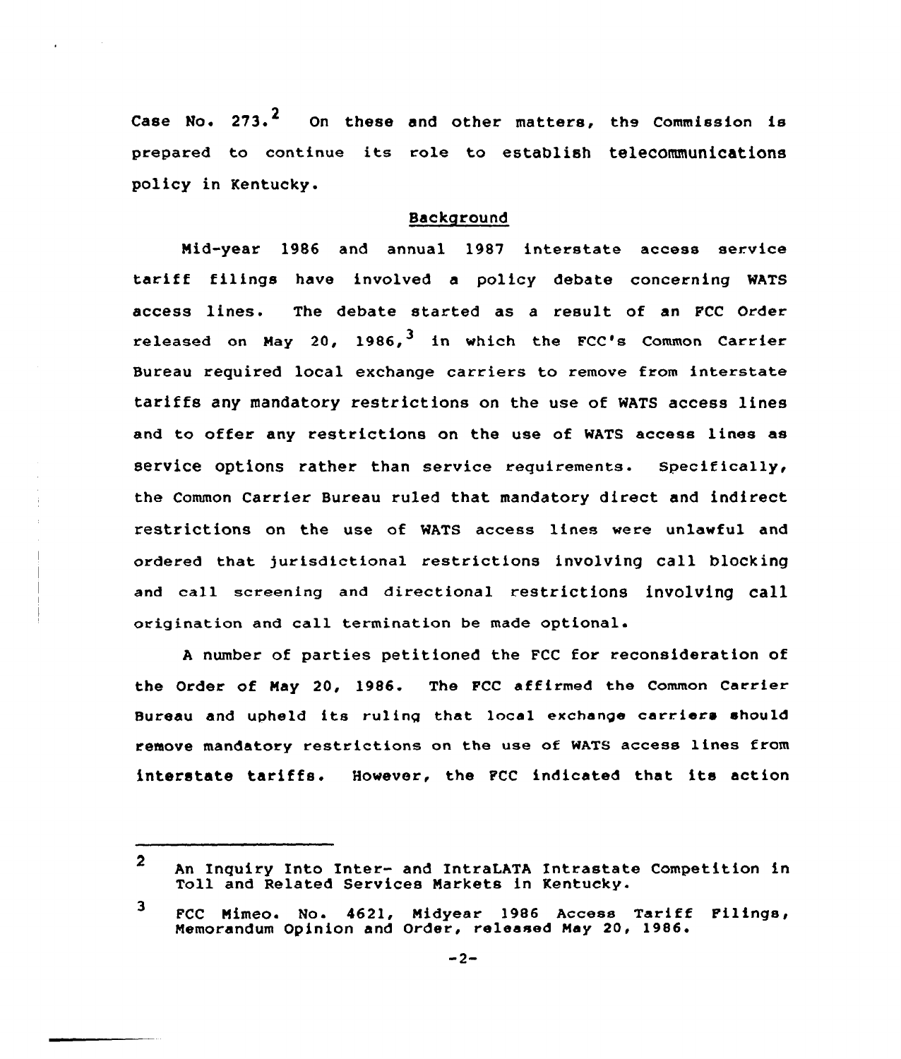Case No. 273.[2] On these and other matters, the Commission is prepared to continue its role to establish telecommunications policy in Kentucky.

## Background

Mid-year 1986 and annual 1987 interstate access service tariff filings have involved a policy debate concerning WATS access lines. The debate started as a result of an FCC Order released on May 20, 1986,[3] in which the FCC's Common Carrier Bureau required local exchange carriers to remove from interstate tariffs any mandatory restrictions on the use of WATS access lines and to offer any restrictions on the use of WATS access lines as service options rather than service requirements. Specifically, the Common Carrier Bureau ruled that mandatory direct and indirect restrictions on the use of WATS access lines were unlawful and ordered that jurisdictional restrictions involving call blocking and call screening and directional restrictions involving call origination and call termination be made optional.

A number of parties petitioned the FCC for reconsideration of the Order of May 20, 1986. The FCC affirmed the Common Carrier Bureau and upheld its ruling that local exchange carriers should remove mandatory restrictions on the use of WATS access lines from interstate tariffs. However, the FCC indicated that its action

---

[2] An Inquiry Into Inter- and IntraLATA Intrastate Competition in Toll and Related Services Markets in Kentucky.

[3] FCC Mimeo. No. 4621, Midyear 1986 Access Tariff Filings, Memorandum Opinion and Order, released May 20, 1986.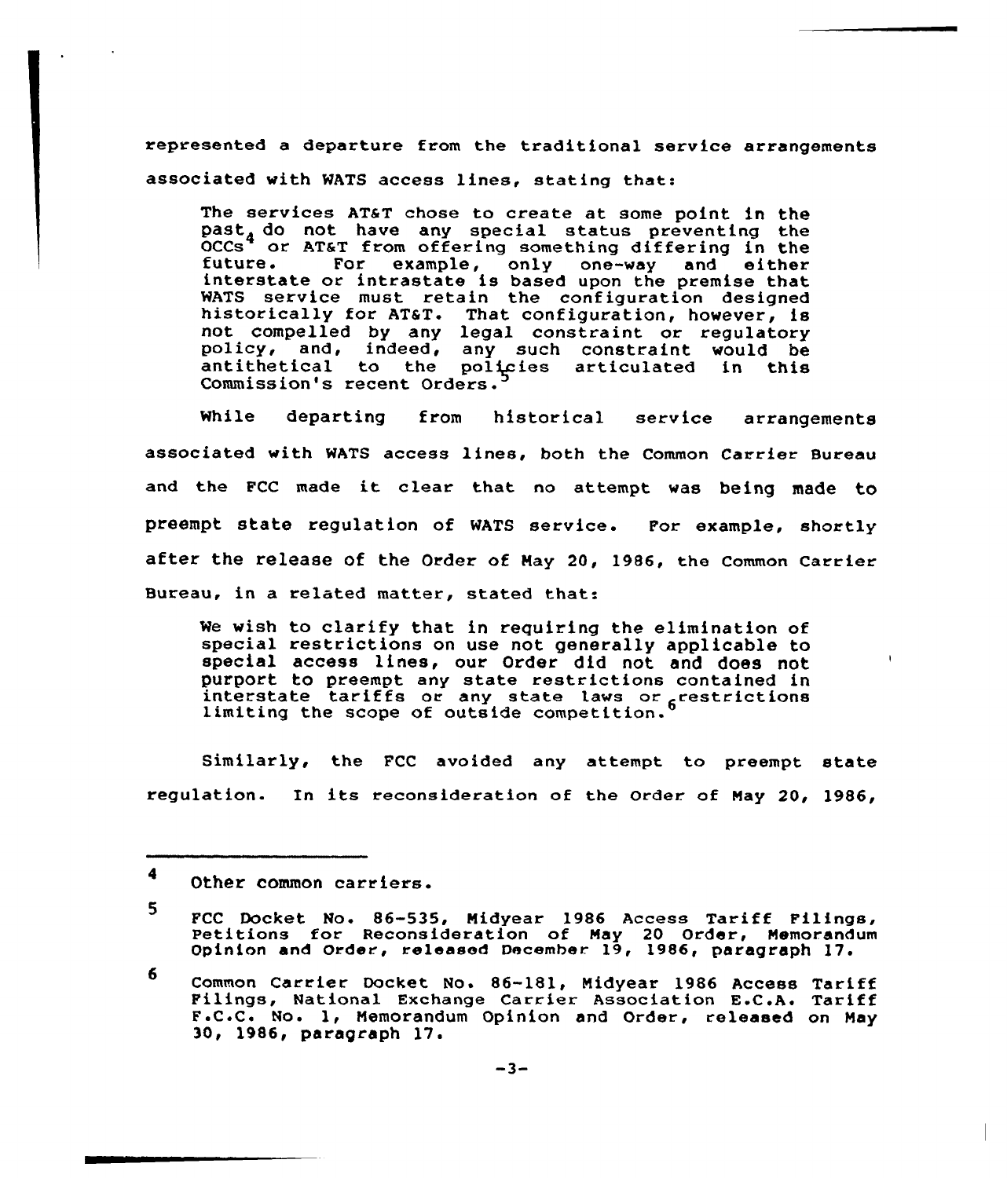represented a departure from the traditional service arrangements associated with WATS access lines, stating that:

> The services AT&T chose to create at some point in the past, do not have any special status preventing the OCCs[4] or AT&T from offering something differing in the future. For example, only one-way and either interstate or intrastate is based upon the premise that WATS service must retain the configuration designed historically for AT&T. That configuration, however, is not compelled by any legal constraint or regulatory policy, and, indeed, any such constraint would be antithetical to the policies articulated in this Commission's recent Orders.[5]

While departing from historical service arrangements associated with WATS access lines, both the Common Carrier Bureau and the FCC made it clear that no attempt was being made to preempt state regulation of WATS service. For example, shortly after the release of the Order of May 20, 1986, the Common Carrier Bureau, in a related matter, stated that:

> We wish to clarify that in requiring the elimination of special restrictions on use not generally applicable to special access lines, our Order did not and does not purport to preempt any state restrictions contained in interstate tariffs or any state laws or restrictions limiting the scope of outside competition.[6]

Similarly, the FCC avoided any attempt to preempt state regulation. In its reconsideration of the Order of May 20, 1986,

---

[4] Other common carriers.

[5] FCC Docket No. 86-535, Midyear 1986 Access Tariff Filings, Petitions for Reconsideration of May 20 Order, Memorandum Opinion and Order, released December 19, 1986, paragraph 17.

[6] Common Carrier Docket No. 86-181, Midyear 1986 Access Tariff Filings, National Exchange Carrier Association E.C.A. Tariff F.C.C. No. 1, Memorandum Opinion and Order, released on May 30, 1986, paragraph 17.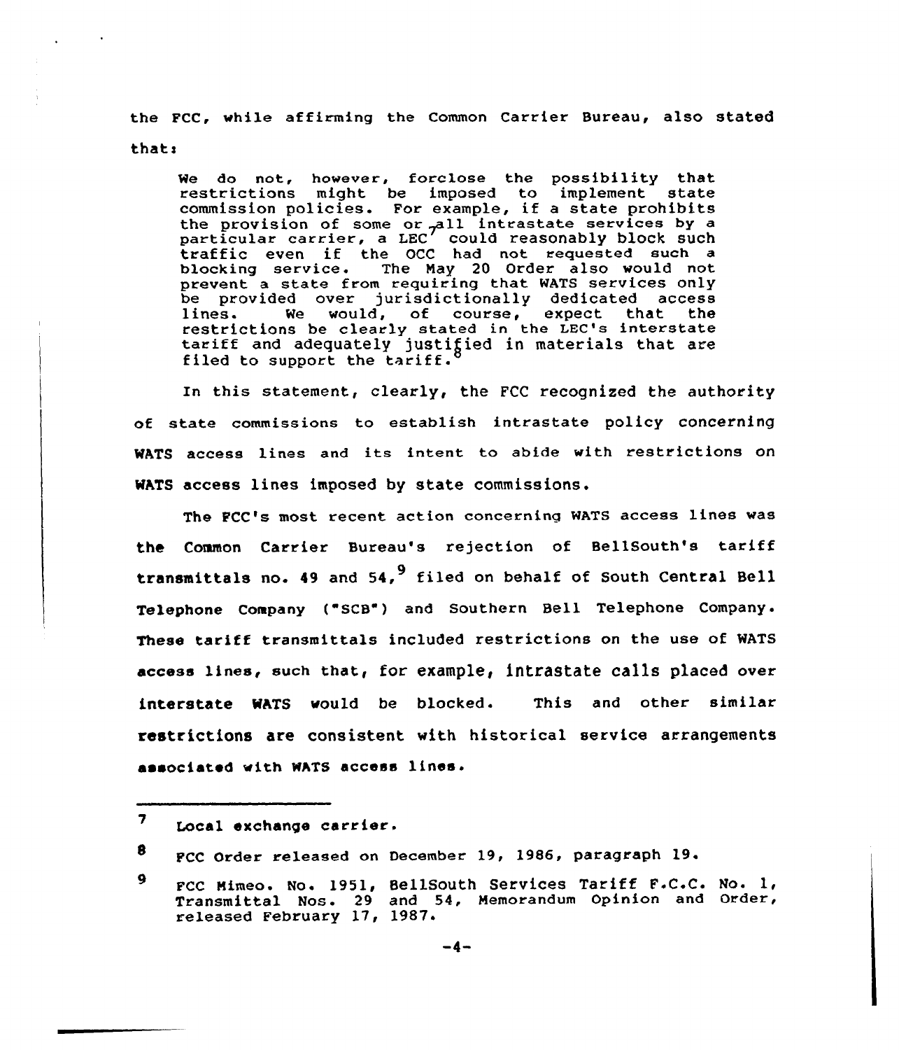the FCC, while affirming the Common Carrier Bureau, also stated that:

> We do not, however, forclose the possibility that restrictions might be imposed to implement state commission policies. For example, if a state prohibits the provision of some or all intrastate services by a particular carrier, a LEC[7] could reasonably block such traffic even if the OCC had not requested such a blocking service. The May 20 Order also would not prevent a state from requiring that WATS services only be provided over jurisdictionally dedicated access lines. We would, of course, expect that the restrictions be clearly stated in the LEC's interstate tariff and adequately justified in materials that are filed to support the tariff.[8]

In this statement, clearly, the FCC recognized the authority of state commissions to establish intrastate policy concerning WATS access lines and its intent to abide with restrictions on WATS access lines imposed by state commissions.

The FCC's most recent action concerning WATS access lines was the Common Carrier Bureau's rejection of BellSouth's tariff transmittals no. 49 and 54,[9] filed on behalf of South Central Bell Telephone Company ("SCB") and Southern Bell Telephone Company. These tariff transmittals included restrictions on the use of WATS access lines, such that, for example, intrastate calls placed over interstate WATS would be blocked. This and other similar restrictions are consistent with historical service arrangements associated with WATS access lines.

---

[7] Local exchange carrier.

[8] FCC Order released on December 19, 1986, paragraph 19.

[9] FCC Mimeo. No. 1951, BellSouth Services Tariff F.C.C. No. 1, Transmittal Nos. 29 and 54, Memorandum Opinion and Order, released February 17, 1987.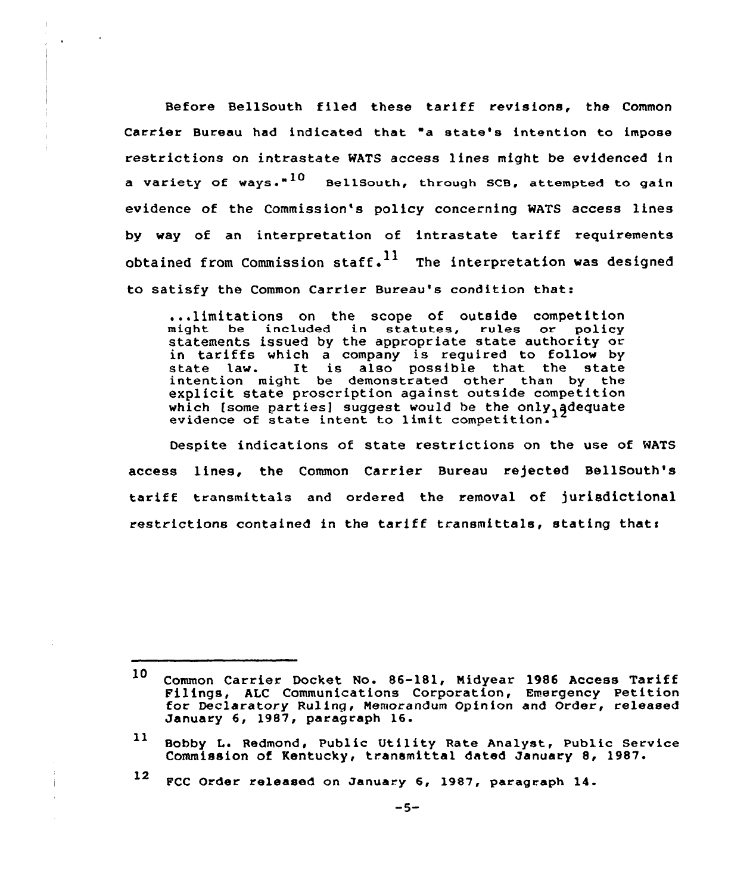Before BellSouth filed these tariff revisions, the Common Carrier Bureau had indicated that "a state's intention to impose restrictions on intrastate WATS access lines might be evidenced in a variety of ways."[10] BellSouth, through SCB, attempted to gain evidence of the Commission's policy concerning WATS access lines by way of an interpretation of intrastate tariff requirements obtained from Commission staff.[11] The interpretation was designed to satisfy the Common Carrier Bureau's condition that:

> ...limitations on the scope of outside competition might be included in statutes, rules or policy statements issued by the appropriate state authority or in tariffs which a company is required to follow by state law. It is also possible that the state intention might be demonstrated other than by the explicit state proscription against outside competition which [some parties] suggest would be the only adequate evidence of state intent to limit competition.[12]

Despite indications of state restrictions on the use of WATS access lines, the Common Carrier Bureau rejected BellSouth's tariff transmittals and ordered the removal of jurisdictional restrictions contained in the tariff transmittals, stating that:

---

[10] Common Carrier Docket No. 86-181, Midyear 1986 Access Tariff Filings, ALC Communications Corporation, Emergency Petition for Declaratory Ruling, Memorandum Opinion and Order, released January 6, 1987, paragraph 16.

[11] Bobby L. Redmond, Public Utility Rate Analyst, Public Service Commission of Kentucky, transmittal dated January 8, 1987.

[12] FCC Order released on January 6, 1987, paragraph 14.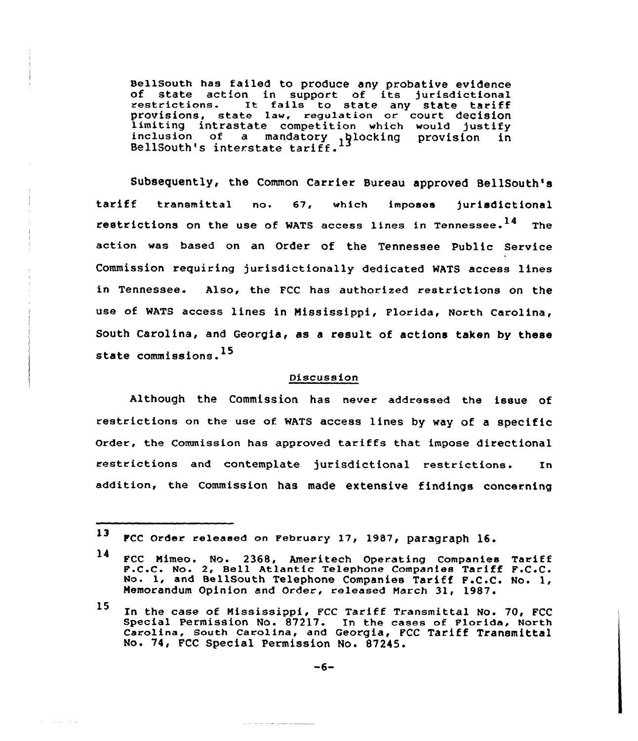> BellSouth has failed to produce any probative evidence of state action in support of its jurisdictional restrictions. It fails to state any state tariff provisions, state law, regulation or court decision limiting intrastate competition which would justify inclusion of a mandatory blocking provision in BellSouth's interstate tariff.[13]

Subsequently, the Common Carrier Bureau approved BellSouth's tariff transmittal no. 67, which imposes jurisdictional restrictions on the use of WATS access lines in Tennessee.[14] The action was based on an Order of the Tennessee Public Service Commission requiring jurisdictionally dedicated WATS access lines in Tennessee. Also, the FCC has authorized restrictions on the use of WATS access lines in Mississippi, Florida, North Carolina, South Carolina, and Georgia, as a result of actions taken by these state commissions.[15]

## Discussion

Although the Commission has never addressed the issue of restrictions on the use of WATS access lines by way of a specific Order, the Commission has approved tariffs that impose directional restrictions and contemplate jurisdictional restrictions. In addition, the Commission has made extensive findings concerning

---

[13] FCC Order released on February 17, 1987, paragraph 16.

[14] FCC Mimeo. No. 2368, Ameritech Operating Companies Tariff F.C.C. No. 2, Bell Atlantic Telephone Companies Tariff F.C.C. No. 1, and BellSouth Telephone Companies Tariff F.C.C. No. 1, Memorandum Opinion and Order, released March 31, 1987.

[15] In the case of Mississippi, FCC Tariff Transmittal No. 70, FCC Special Permission No. 87217. In the cases of Florida, North Carolina, South Carolina, and Georgia, FCC Tariff Transmittal No. 74, FCC Special Permission No. 87245.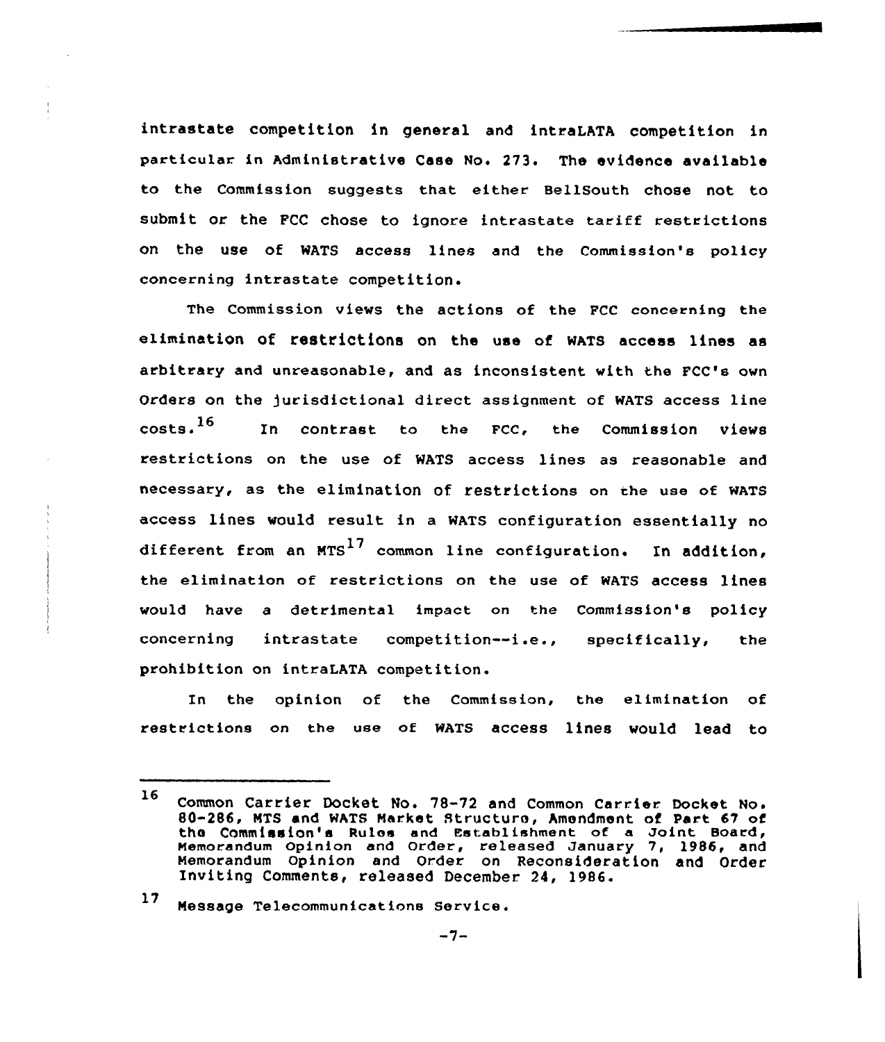intrastate competition in general and intraLATA competition in particular in Administrative Case No. 273. The evidence available to the Commission suggests that either BellSouth chose not to submit or the FCC chose to ignore intrastate tariff restrictions on the use of WATS access lines and the Commission's policy concerning intrastate competition.

The Commission views the actions of the FCC concerning the elimination of restrictions on the use of WATS access lines as arbitrary and unreasonable, and as inconsistent with the FCC's own Orders on the jurisdictional direct assignment of WATS access line costs.[16] In contrast to the FCC, the Commission views restrictions on the use of WATS access lines as reasonable and necessary, as the elimination of restrictions on the use of WATS access lines would result in a WATS configuration essentially no different from an MTS[17] common line configuration. In addition, the elimination of restrictions on the use of WATS access lines would have a detrimental impact on the Commission's policy concerning intrastate competition--i.e., specifically, the prohibition on intraLATA competition.

In the opinion of the Commission, the elimination of restrictions on the use of WATS access lines would lead to

---

[16] Common Carrier Docket No. 78-72 and Common Carrier Docket No. 80-286, MTS and WATS Market Structure, Amendment of Part 67 of the Commission's Rules and Establishment of a Joint Board, Memorandum Opinion and Order, released January 7, 1986, and Memorandum Opinion and Order on Reconsideration and Order Inviting Comments, released December 24, 1986.

[17] Message Telecommunications Service.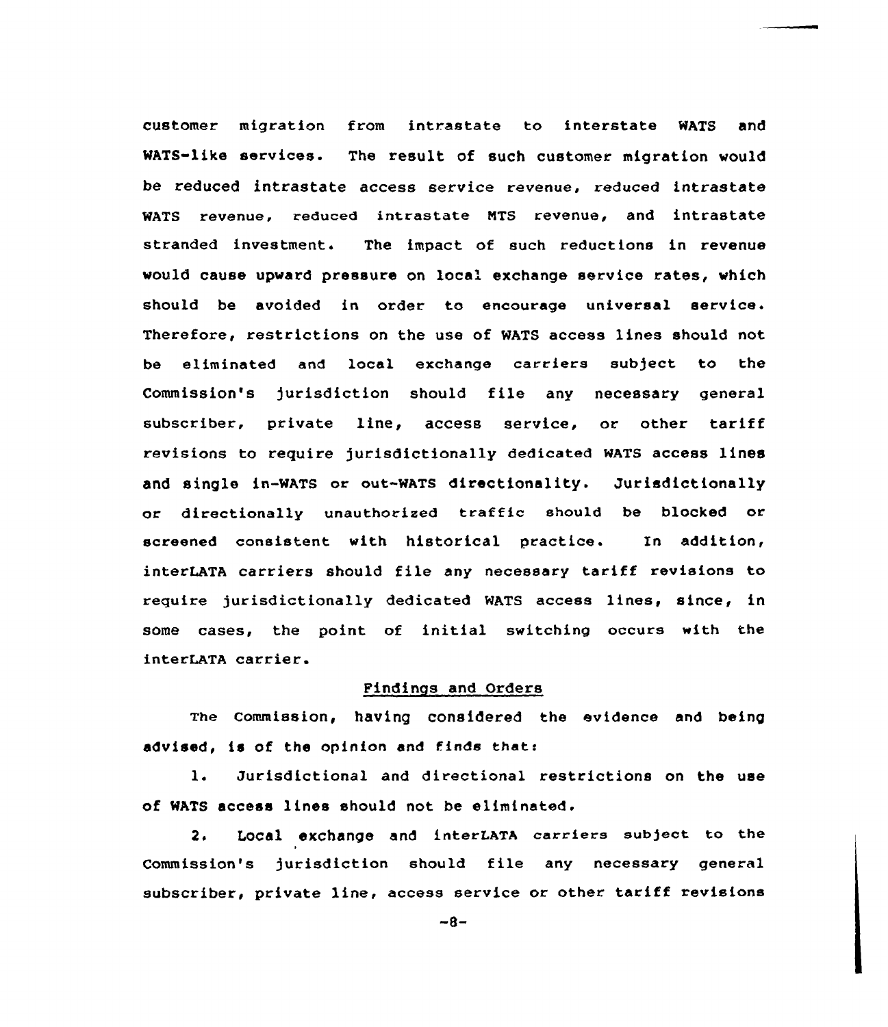customer migration from intrastate to interstate WATS and WATS-like services. The result of such customer migration would be reduced intrastate access service revenue, reduced intrastate WATS revenue, reduced intrastate MTS revenue, and intrastate stranded investment. The impact of such reductions in revenue would cause upward pressure on local exchange service rates, which should be avoided in order to encourage universal service. Therefore, restrictions on the use of WATS access lines should not be eliminated and local exchange carriers subject to the Commission's jurisdiction should file any necessary general subscriber, private line, access service, or other tariff revisions to require jurisdictionally dedicated WATS access lines and single in-WATS or out-WATS directionality. Jurisdictionally or directionally unauthorized traffic should be blocked or screened consistent with historical practice. In addition, interLATA carriers should file any necessary tariff revisions to require jurisdictionally dedicated WATS access lines, since, in some cases, the point of initial switching occurs with the interLATA carrier.

## Findings and Orders

The Commission, having considered the evidence and being advised, is of the opinion and finds that:

1. Jurisdictional and directional restrictions on the use of WATS access lines should not be eliminated.

2. Local exchange and interLATA carriers subject to the Commission's jurisdiction should file any necessary general subscriber, private line, access service or other tariff revisions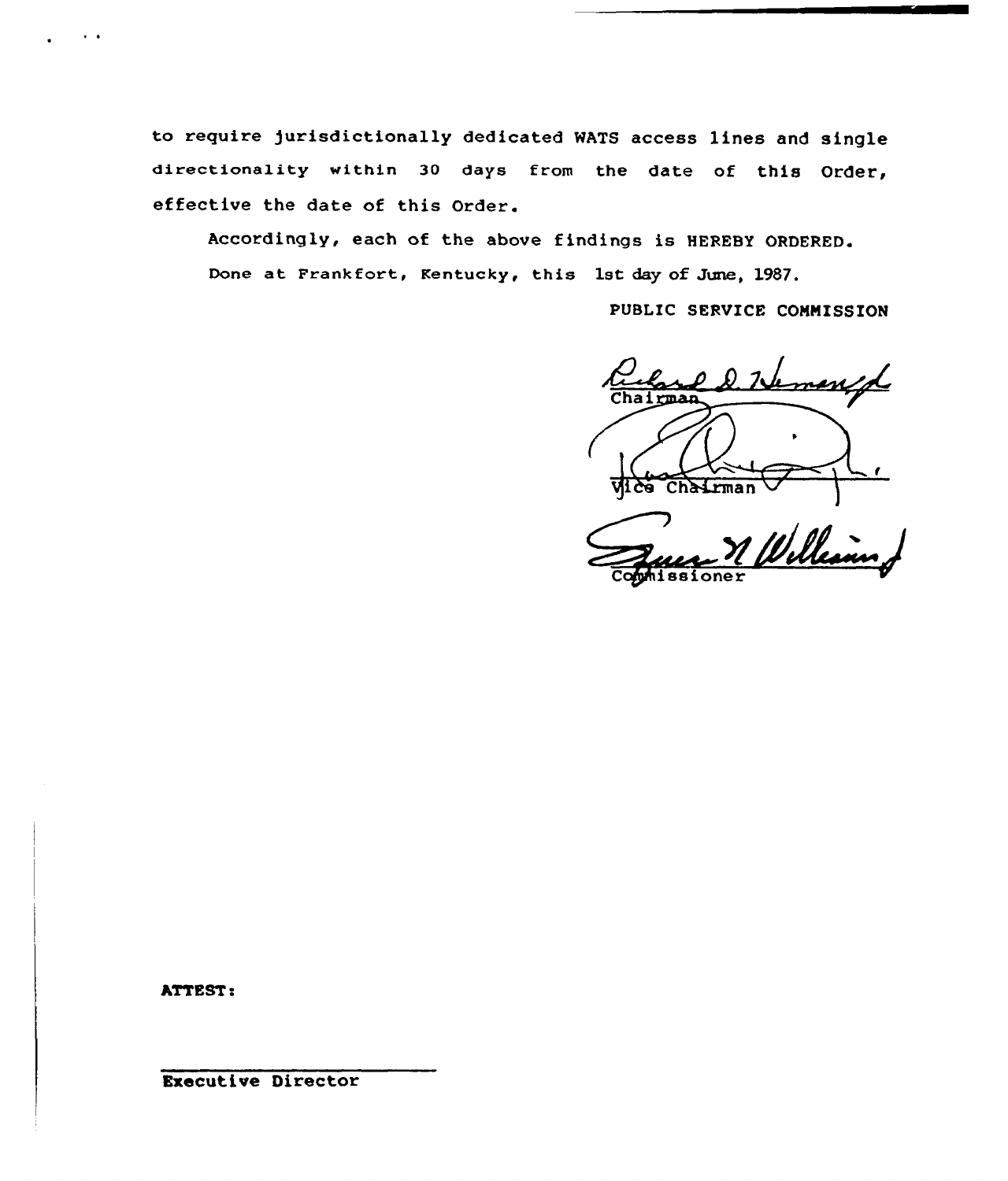to require jurisdictionally dedicated WATS access lines and single directionality within 30 days from the date of this Order, effective the date of this Order.

Accordingly, each of the above findings is HEREBY ORDERED.

Done at Frankfort, Kentucky, this 1st day of June, 1987.

PUBLIC SERVICE COMMISSION

Chairman

Vice Chairman

Commissioner

ATTEST:

Executive Director